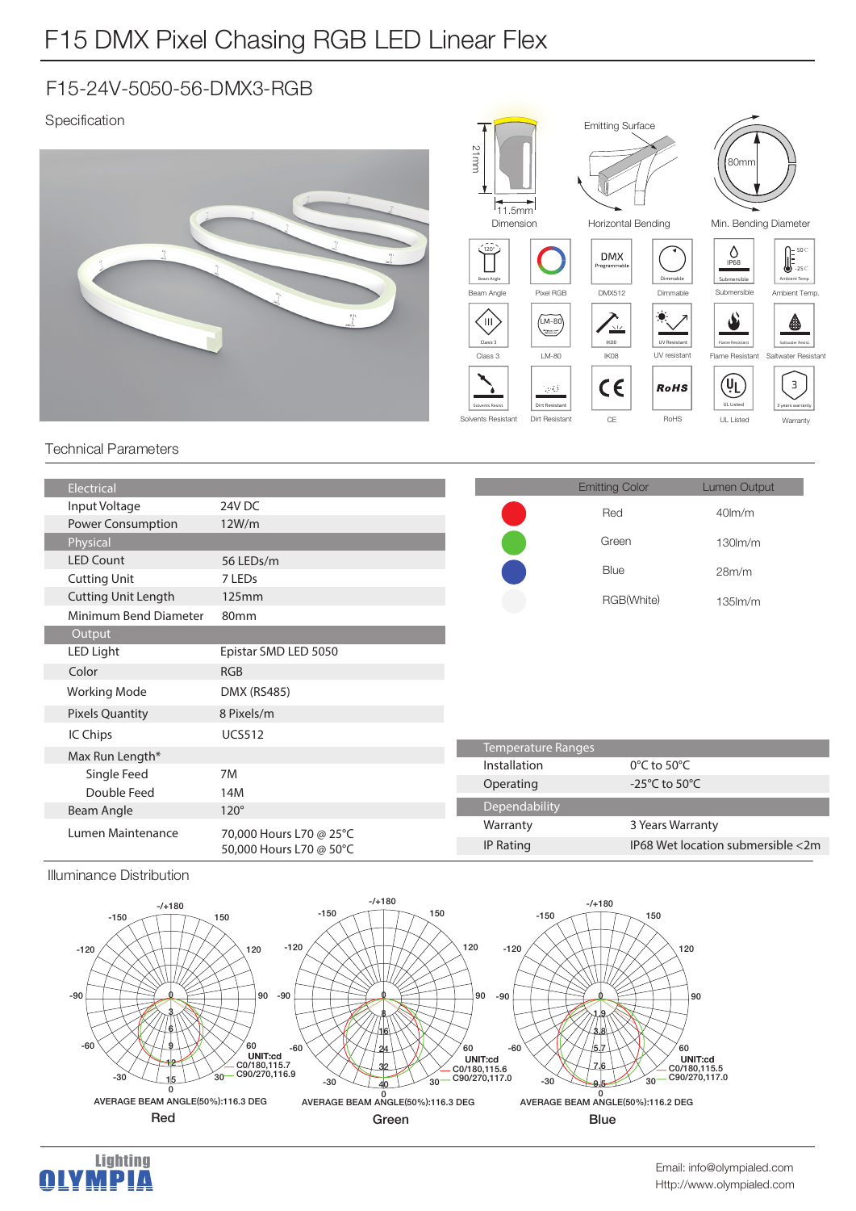# F15 DMX Pixel Chasing RGB LED Linear Flex

## F15-24V-5050-56-DMX3-RGB

Specification

Dimension: 21mm × 11.5mm

Emitting Surface

Horizontal Bending

Min. Bending Diameter: 80mm

Beam Angle (120°) · Pixel RGB · DMX512 · Dimmable · Submersible (IP68) · Ambient Temp. (50°C / -25°C) · Class 3 · LM-80 · IK08 · UV resistant · Flame Resistant · Saltwater Resistant · Solvents Resistant · Dirt Resistant · CE · RoHS · UL Listed · Warranty (3 years warranty)

### Technical Parameters

| Electrical | |
|---|---|
| Input Voltage | 24V DC |
| Power Consumption | 12W/m |
| **Physical** | |
| LED Count | 56 LEDs/m |
| Cutting Unit | 7 LEDs |
| Cutting Unit Length | 125mm |
| Minimum Bend Diameter | 80mm |
| **Output** | |
| LED Light | Epistar SMD LED 5050 |
| Color | RGB |
| Working Mode | DMX (RS485) |
| Pixels Quantity | 8 Pixels/m |
| IC Chips | UCS512 |
| Max Run Length* | |
| Single Feed | 7M |
| Double Feed | 14M |
| Beam Angle | 120° |
| Lumen Maintenance | 70,000 Hours L70 @ 25°C<br>50,000 Hours L70 @ 50°C |

| Emitting Color | Lumen Output |
|---|---|
| Red | 40lm/m |
| Green | 130lm/m |
| Blue | 28m/m |
| RGB(White) | 135lm/m |

| Temperature Ranges | |
|---|---|
| Installation | 0°C to 50°C |
| Operating | -25°C to 50°C |
| **Dependability** | |
| Warranty | 3 Years Warranty |
| IP Rating | IP68 Wet location submersible <2m |

### Illuminance Distribution

**Red** — UNIT:cd; C0/180,115.7; C90/270,116.9; AVERAGE BEAM ANGLE(50%):116.3 DEG

**Green** — UNIT:cd; C0/180,115.6; C90/270,117.0; AVERAGE BEAM ANGLE(50%):116.3 DEG

**Blue** — UNIT:cd; C0/180,115.5; C90/270,117.0; AVERAGE BEAM ANGLE(50%):116.2 DEG

Lighting OLYMPIA

Email: info@olympialed.com
Http://www.olympialed.com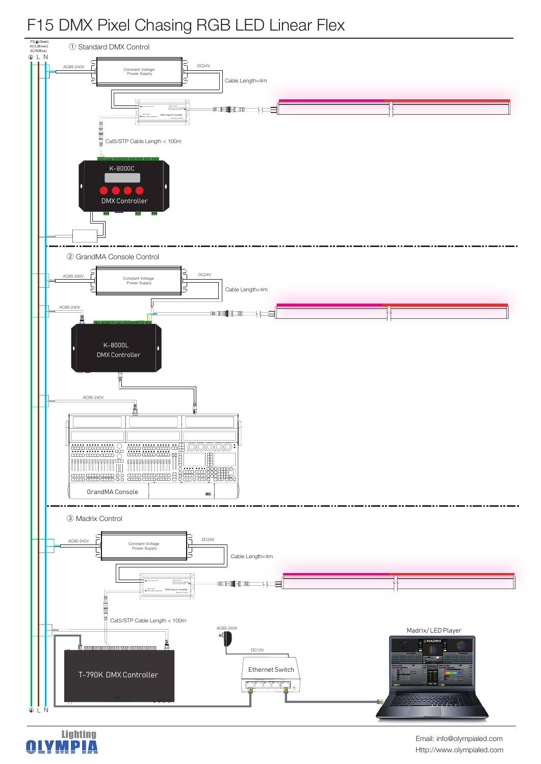# F15 DMX Pixel Chasing RGB LED Linear Flex

FG(⏚)(Green)
AC/L(Brown)
AC/N(Blue)

⏚ L N

① Standard DMX Control

AC85-240V

Constant Voltage Power Supply

DC24V

Cable Length<4m

DMX Signal Amplifier

Cat5/STP Cable Length < 100m

K-8000C

DMX Controller

② GrandMA Console Control

AC85-240V

Constant Voltage Power Supply

DC24V

Cable Length<4m

AC85-240V

K-8000L

DMX Controller

AC85-240V

GrandMA Console

③ Madrix Control

AC85-240V

Constant Voltage Power Supply

DC24V

Cable Length<4m

DMX Signal Amplifier

Cat5/STP Cable Length < 100m

AC85-240V

DC12V

Ethernet Switch

Madrix/LED Player

T-790K DMX Controller

⏚ L N

Lighting OLYMPIA

Email: info@olympialed.com

Http://www.olympialed.com